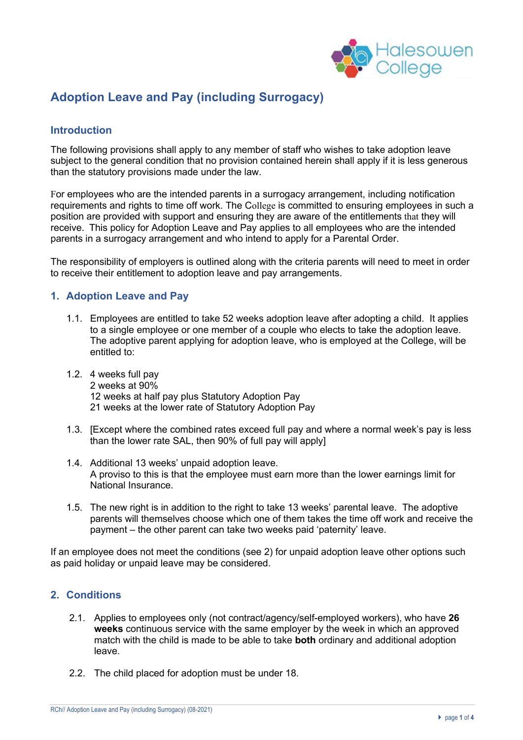# Adoption Leave and Pay (including Surrogacy)

## Introduction

The following provisions shall apply to any member of staff who wishes to take adoption leave subject to the general condition that no provision contained herein shall apply if it is less generous than the statutory provisions made under the law.

For employees who are the intended parents in a surrogacy arrangement, including notification requirements and rights to time off work. The College is committed to ensuring employees in such a position are provided with support and ensuring they are aware of the entitlements that they will receive. This policy for Adoption Leave and Pay applies to all employees who are the intended parents in a surrogacy arrangement and who intend to apply for a Parental Order.

The responsibility of employers is outlined along with the criteria parents will need to meet in order to receive their entitlement to adoption leave and pay arrangements.

## 1. Adoption Leave and Pay

1.1. Employees are entitled to take 52 weeks adoption leave after adopting a child. It applies to a single employee or one member of a couple who elects to take the adoption leave. The adoptive parent applying for adoption leave, who is employed at the College, will be entitled to:

1.2. 4 weeks full pay
2 weeks at 90%
12 weeks at half pay plus Statutory Adoption Pay
21 weeks at the lower rate of Statutory Adoption Pay

1.3. [Except where the combined rates exceed full pay and where a normal week's pay is less than the lower rate SAL, then 90% of full pay will apply]

1.4. Additional 13 weeks' unpaid adoption leave.
A proviso to this is that the employee must earn more than the lower earnings limit for National Insurance.

1.5. The new right is in addition to the right to take 13 weeks' parental leave. The adoptive parents will themselves choose which one of them takes the time off work and receive the payment – the other parent can take two weeks paid 'paternity' leave.

If an employee does not meet the conditions (see 2) for unpaid adoption leave other options such as paid holiday or unpaid leave may be considered.

## 2. Conditions

2.1. Applies to employees only (not contract/agency/self-employed workers), who have **26 weeks** continuous service with the same employer by the week in which an approved match with the child is made to be able to take **both** ordinary and additional adoption leave.

2.2. The child placed for adoption must be under 18.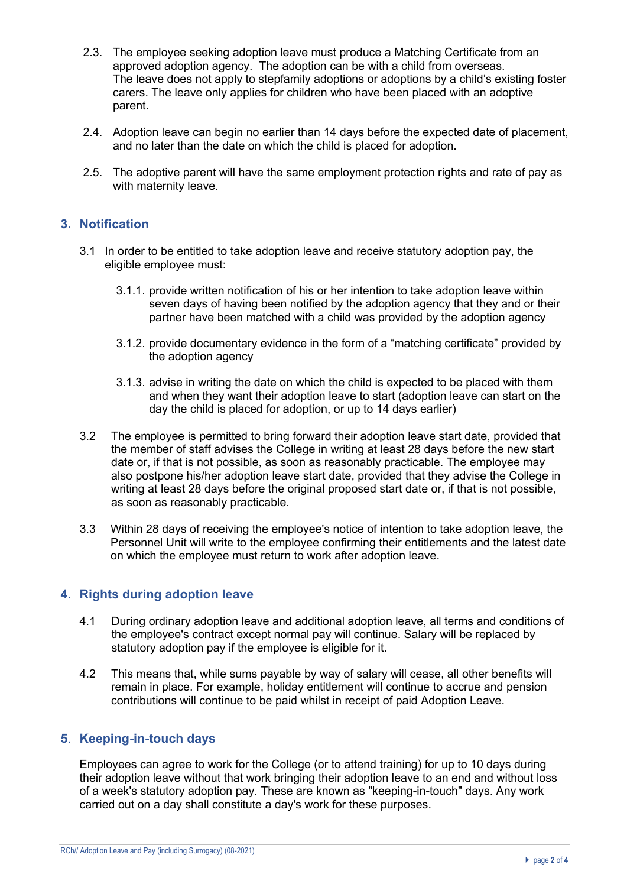2.3. The employee seeking adoption leave must produce a Matching Certificate from an approved adoption agency. The adoption can be with a child from overseas. The leave does not apply to stepfamily adoptions or adoptions by a child's existing foster carers. The leave only applies for children who have been placed with an adoptive parent.

2.4. Adoption leave can begin no earlier than 14 days before the expected date of placement, and no later than the date on which the child is placed for adoption.

2.5. The adoptive parent will have the same employment protection rights and rate of pay as with maternity leave.

## 3. Notification

3.1 In order to be entitled to take adoption leave and receive statutory adoption pay, the eligible employee must:

3.1.1. provide written notification of his or her intention to take adoption leave within seven days of having been notified by the adoption agency that they and or their partner have been matched with a child was provided by the adoption agency

3.1.2. provide documentary evidence in the form of a "matching certificate" provided by the adoption agency

3.1.3. advise in writing the date on which the child is expected to be placed with them and when they want their adoption leave to start (adoption leave can start on the day the child is placed for adoption, or up to 14 days earlier)

3.2 The employee is permitted to bring forward their adoption leave start date, provided that the member of staff advises the College in writing at least 28 days before the new start date or, if that is not possible, as soon as reasonably practicable. The employee may also postpone his/her adoption leave start date, provided that they advise the College in writing at least 28 days before the original proposed start date or, if that is not possible, as soon as reasonably practicable.

3.3 Within 28 days of receiving the employee's notice of intention to take adoption leave, the Personnel Unit will write to the employee confirming their entitlements and the latest date on which the employee must return to work after adoption leave.

## 4. Rights during adoption leave

4.1 During ordinary adoption leave and additional adoption leave, all terms and conditions of the employee's contract except normal pay will continue. Salary will be replaced by statutory adoption pay if the employee is eligible for it.

4.2 This means that, while sums payable by way of salary will cease, all other benefits will remain in place. For example, holiday entitlement will continue to accrue and pension contributions will continue to be paid whilst in receipt of paid Adoption Leave.

## 5. Keeping-in-touch days

Employees can agree to work for the College (or to attend training) for up to 10 days during their adoption leave without that work bringing their adoption leave to an end and without loss of a week's statutory adoption pay. These are known as "keeping-in-touch" days. Any work carried out on a day shall constitute a day's work for these purposes.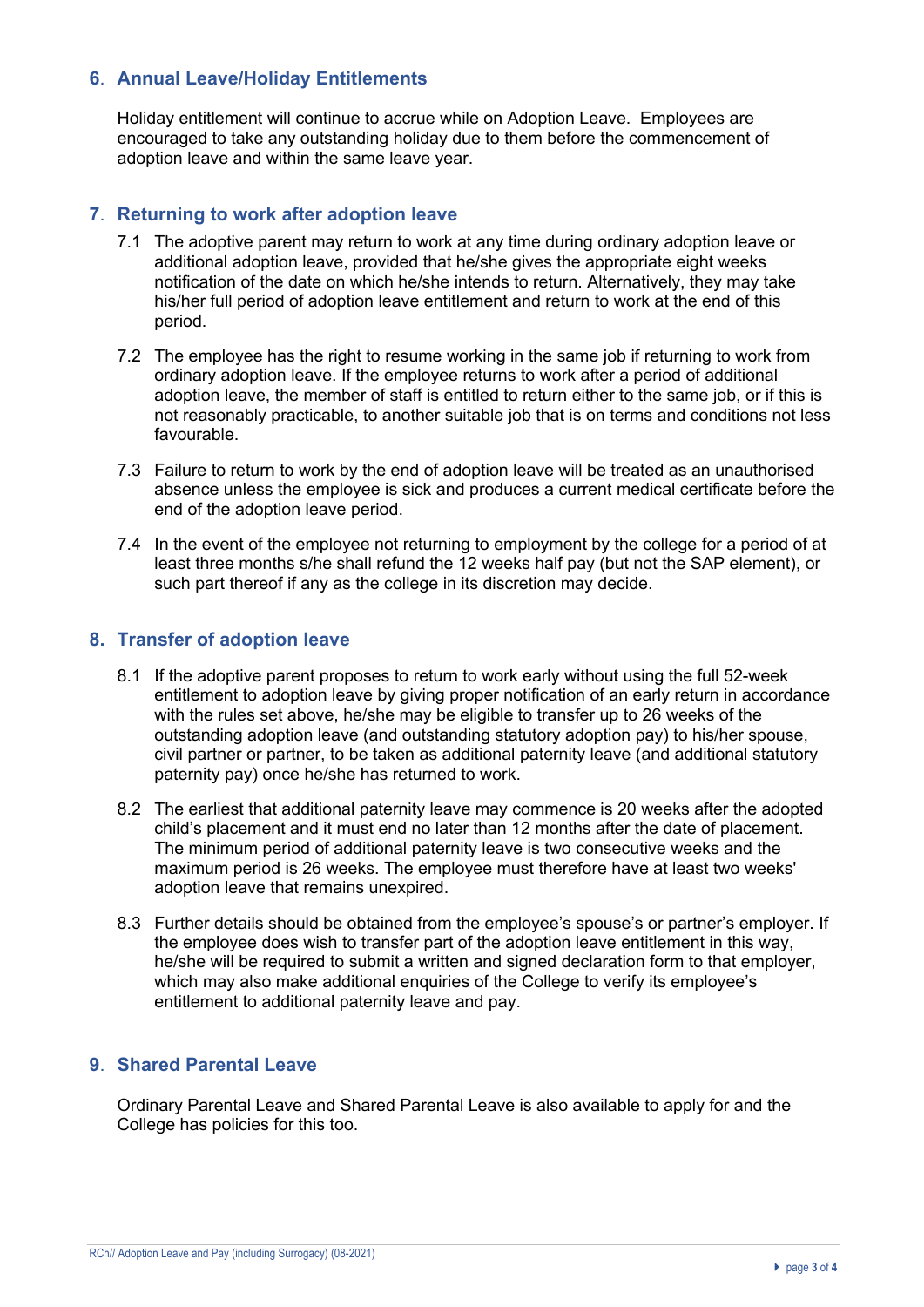## 6. Annual Leave/Holiday Entitlements

Holiday entitlement will continue to accrue while on Adoption Leave. Employees are encouraged to take any outstanding holiday due to them before the commencement of adoption leave and within the same leave year.

## 7. Returning to work after adoption leave

7.1 The adoptive parent may return to work at any time during ordinary adoption leave or additional adoption leave, provided that he/she gives the appropriate eight weeks notification of the date on which he/she intends to return. Alternatively, they may take his/her full period of adoption leave entitlement and return to work at the end of this period.

7.2 The employee has the right to resume working in the same job if returning to work from ordinary adoption leave. If the employee returns to work after a period of additional adoption leave, the member of staff is entitled to return either to the same job, or if this is not reasonably practicable, to another suitable job that is on terms and conditions not less favourable.

7.3 Failure to return to work by the end of adoption leave will be treated as an unauthorised absence unless the employee is sick and produces a current medical certificate before the end of the adoption leave period.

7.4 In the event of the employee not returning to employment by the college for a period of at least three months s/he shall refund the 12 weeks half pay (but not the SAP element), or such part thereof if any as the college in its discretion may decide.

## 8. Transfer of adoption leave

8.1 If the adoptive parent proposes to return to work early without using the full 52-week entitlement to adoption leave by giving proper notification of an early return in accordance with the rules set above, he/she may be eligible to transfer up to 26 weeks of the outstanding adoption leave (and outstanding statutory adoption pay) to his/her spouse, civil partner or partner, to be taken as additional paternity leave (and additional statutory paternity pay) once he/she has returned to work.

8.2 The earliest that additional paternity leave may commence is 20 weeks after the adopted child's placement and it must end no later than 12 months after the date of placement. The minimum period of additional paternity leave is two consecutive weeks and the maximum period is 26 weeks. The employee must therefore have at least two weeks' adoption leave that remains unexpired.

8.3 Further details should be obtained from the employee's spouse's or partner's employer. If the employee does wish to transfer part of the adoption leave entitlement in this way, he/she will be required to submit a written and signed declaration form to that employer, which may also make additional enquiries of the College to verify its employee's entitlement to additional paternity leave and pay.

## 9. Shared Parental Leave

Ordinary Parental Leave and Shared Parental Leave is also available to apply for and the College has policies for this too.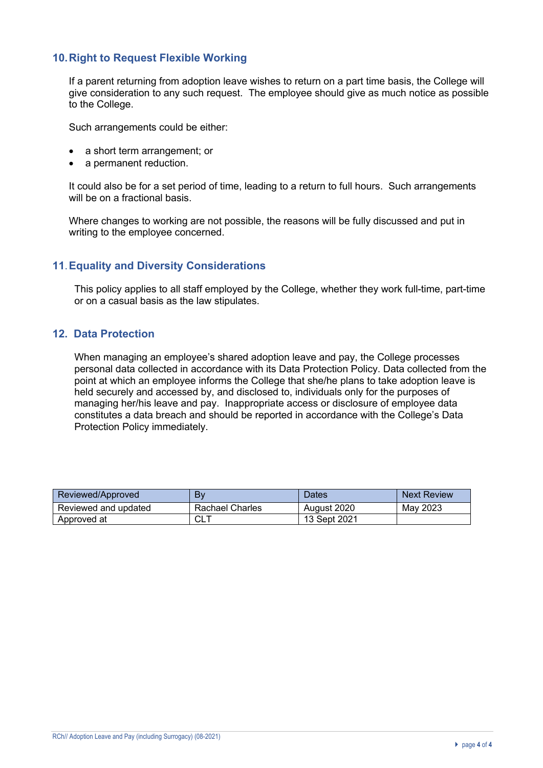## 10. Right to Request Flexible Working

If a parent returning from adoption leave wishes to return on a part time basis, the College will give consideration to any such request. The employee should give as much notice as possible to the College.

Such arrangements could be either:

- a short term arrangement; or
- a permanent reduction.

It could also be for a set period of time, leading to a return to full hours. Such arrangements will be on a fractional basis.

Where changes to working are not possible, the reasons will be fully discussed and put in writing to the employee concerned.

## 11. Equality and Diversity Considerations

This policy applies to all staff employed by the College, whether they work full-time, part-time or on a casual basis as the law stipulates.

## 12. Data Protection

When managing an employee's shared adoption leave and pay, the College processes personal data collected in accordance with its Data Protection Policy. Data collected from the point at which an employee informs the College that she/he plans to take adoption leave is held securely and accessed by, and disclosed to, individuals only for the purposes of managing her/his leave and pay. Inappropriate access or disclosure of employee data constitutes a data breach and should be reported in accordance with the College's Data Protection Policy immediately.

| Reviewed/Approved | By | Dates | Next Review |
|---|---|---|---|
| Reviewed and updated | Rachael Charles | August 2020 | May 2023 |
| Approved at | CLT | 13 Sept 2021 | |